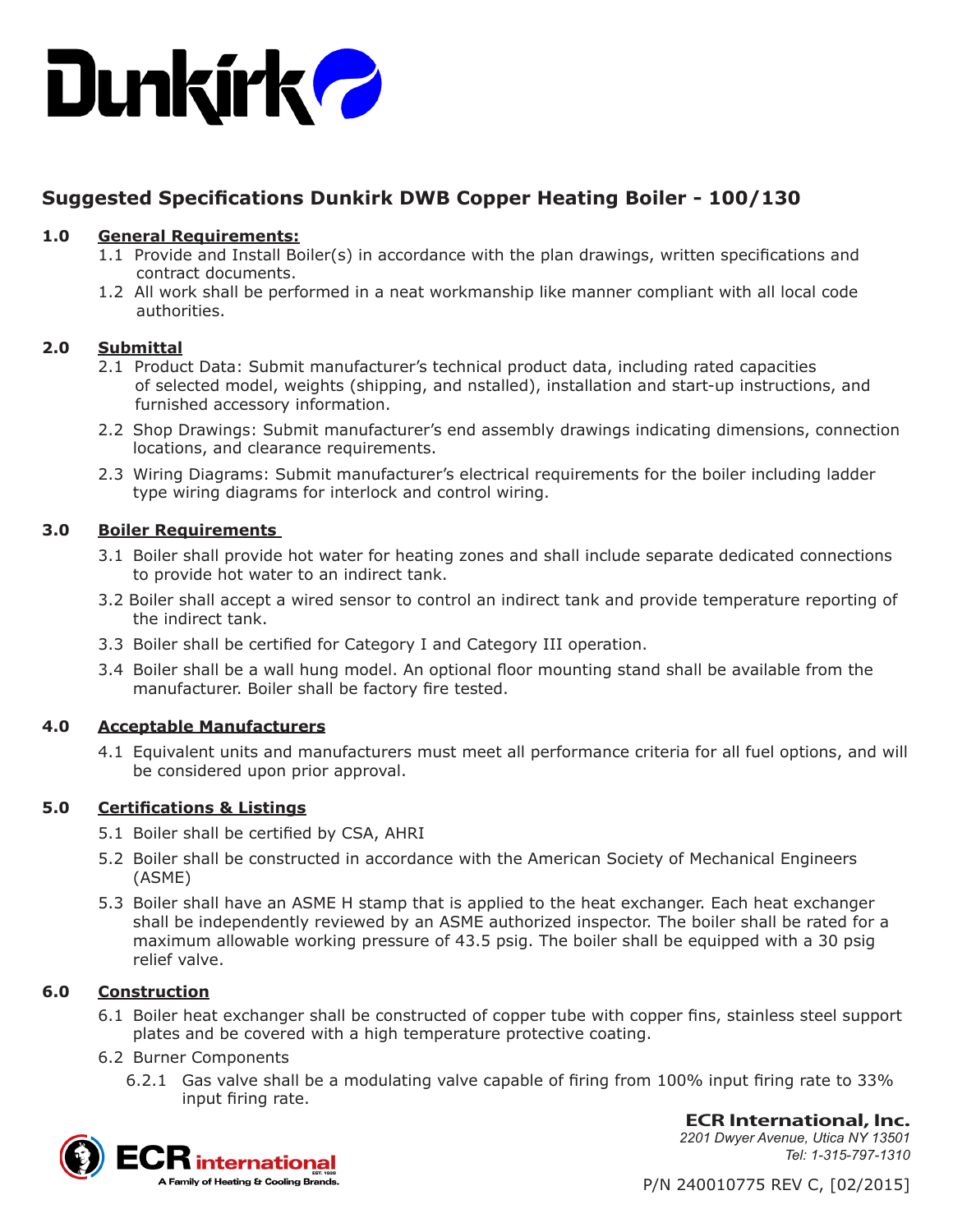# Suggested Specifications Dunkirk DWB Copper Heating Boiler - 100/130

## 1.0 General Requirements:

1.1 Provide and Install Boiler(s) in accordance with the plan drawings, written specifications and contract documents.

1.2 All work shall be performed in a neat workmanship like manner compliant with all local code authorities.

## 2.0 Submittal

2.1 Product Data: Submit manufacturer's technical product data, including rated capacities of selected model, weights (shipping, and nstalled), installation and start-up instructions, and furnished accessory information.

2.2 Shop Drawings: Submit manufacturer's end assembly drawings indicating dimensions, connection locations, and clearance requirements.

2.3 Wiring Diagrams: Submit manufacturer's electrical requirements for the boiler including ladder type wiring diagrams for interlock and control wiring.

## 3.0 Boiler Requirements

3.1 Boiler shall provide hot water for heating zones and shall include separate dedicated connections to provide hot water to an indirect tank.

3.2 Boiler shall accept a wired sensor to control an indirect tank and provide temperature reporting of the indirect tank.

3.3 Boiler shall be certified for Category I and Category III operation.

3.4 Boiler shall be a wall hung model. An optional floor mounting stand shall be available from the manufacturer. Boiler shall be factory fire tested.

## 4.0 Acceptable Manufacturers

4.1 Equivalent units and manufacturers must meet all performance criteria for all fuel options, and will be considered upon prior approval.

## 5.0 Certifications & Listings

5.1 Boiler shall be certified by CSA, AHRI

5.2 Boiler shall be constructed in accordance with the American Society of Mechanical Engineers (ASME)

5.3 Boiler shall have an ASME H stamp that is applied to the heat exchanger. Each heat exchanger shall be independently reviewed by an ASME authorized inspector. The boiler shall be rated for a maximum allowable working pressure of 43.5 psig. The boiler shall be equipped with a 30 psig relief valve.

## 6.0 Construction

6.1 Boiler heat exchanger shall be constructed of copper tube with copper fins, stainless steel support plates and be covered with a high temperature protective coating.

6.2 Burner Components

6.2.1 Gas valve shall be a modulating valve capable of firing from 100% input firing rate to 33% input firing rate.

**ECR International, Inc.**
*2201 Dwyer Avenue, Utica NY 13501*
*Tel: 1-315-797-1310*

P/N 240010775 REV C, [02/2015]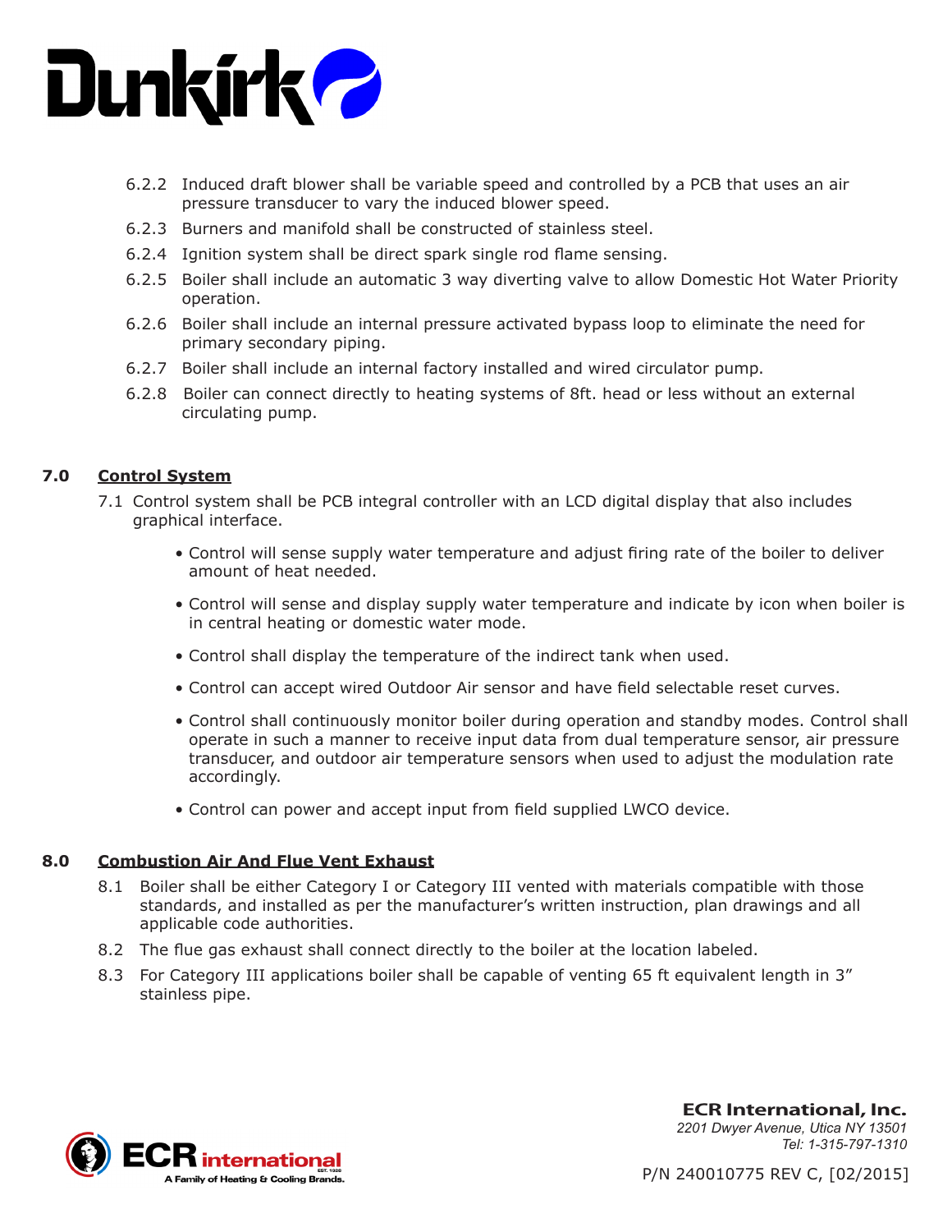6.2.2 Induced draft blower shall be variable speed and controlled by a PCB that uses an air pressure transducer to vary the induced blower speed.

6.2.3 Burners and manifold shall be constructed of stainless steel.

6.2.4 Ignition system shall be direct spark single rod flame sensing.

6.2.5 Boiler shall include an automatic 3 way diverting valve to allow Domestic Hot Water Priority operation.

6.2.6 Boiler shall include an internal pressure activated bypass loop to eliminate the need for primary secondary piping.

6.2.7 Boiler shall include an internal factory installed and wired circulator pump.

6.2.8 Boiler can connect directly to heating systems of 8ft. head or less without an external circulating pump.

## 7.0 Control System

7.1 Control system shall be PCB integral controller with an LCD digital display that also includes graphical interface.

- Control will sense supply water temperature and adjust firing rate of the boiler to deliver amount of heat needed.
- Control will sense and display supply water temperature and indicate by icon when boiler is in central heating or domestic water mode.
- Control shall display the temperature of the indirect tank when used.
- Control can accept wired Outdoor Air sensor and have field selectable reset curves.
- Control shall continuously monitor boiler during operation and standby modes. Control shall operate in such a manner to receive input data from dual temperature sensor, air pressure transducer, and outdoor air temperature sensors when used to adjust the modulation rate accordingly.
- Control can power and accept input from field supplied LWCO device.

## 8.0 Combustion Air And Flue Vent Exhaust

8.1 Boiler shall be either Category I or Category III vented with materials compatible with those standards, and installed as per the manufacturer's written instruction, plan drawings and all applicable code authorities.

8.2 The flue gas exhaust shall connect directly to the boiler at the location labeled.

8.3 For Category III applications boiler shall be capable of venting 65 ft equivalent length in 3" stainless pipe.

**ECR International, Inc.**
*2201 Dwyer Avenue, Utica NY 13501*
*Tel: 1-315-797-1310*

P/N 240010775 REV C, [02/2015]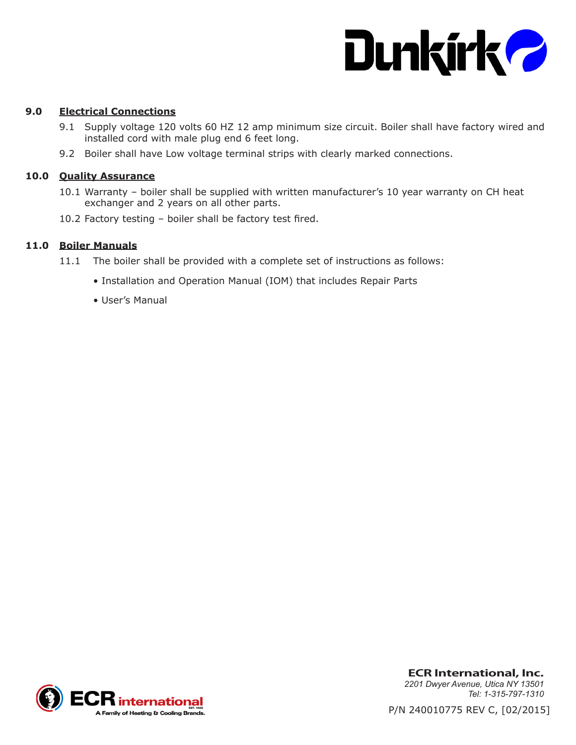## 9.0 Electrical Connections

9.1 Supply voltage 120 volts 60 HZ 12 amp minimum size circuit. Boiler shall have factory wired and installed cord with male plug end 6 feet long.

9.2 Boiler shall have Low voltage terminal strips with clearly marked connections.

## 10.0 Quality Assurance

10.1 Warranty – boiler shall be supplied with written manufacturer's 10 year warranty on CH heat exchanger and 2 years on all other parts.

10.2 Factory testing – boiler shall be factory test fired.

## 11.0 Boiler Manuals

11.1 The boiler shall be provided with a complete set of instructions as follows:

- Installation and Operation Manual (IOM) that includes Repair Parts
- User's Manual

**ECR International, Inc.**
*2201 Dwyer Avenue, Utica NY 13501*
*Tel: 1-315-797-1310*

P/N 240010775 REV C, [02/2015]